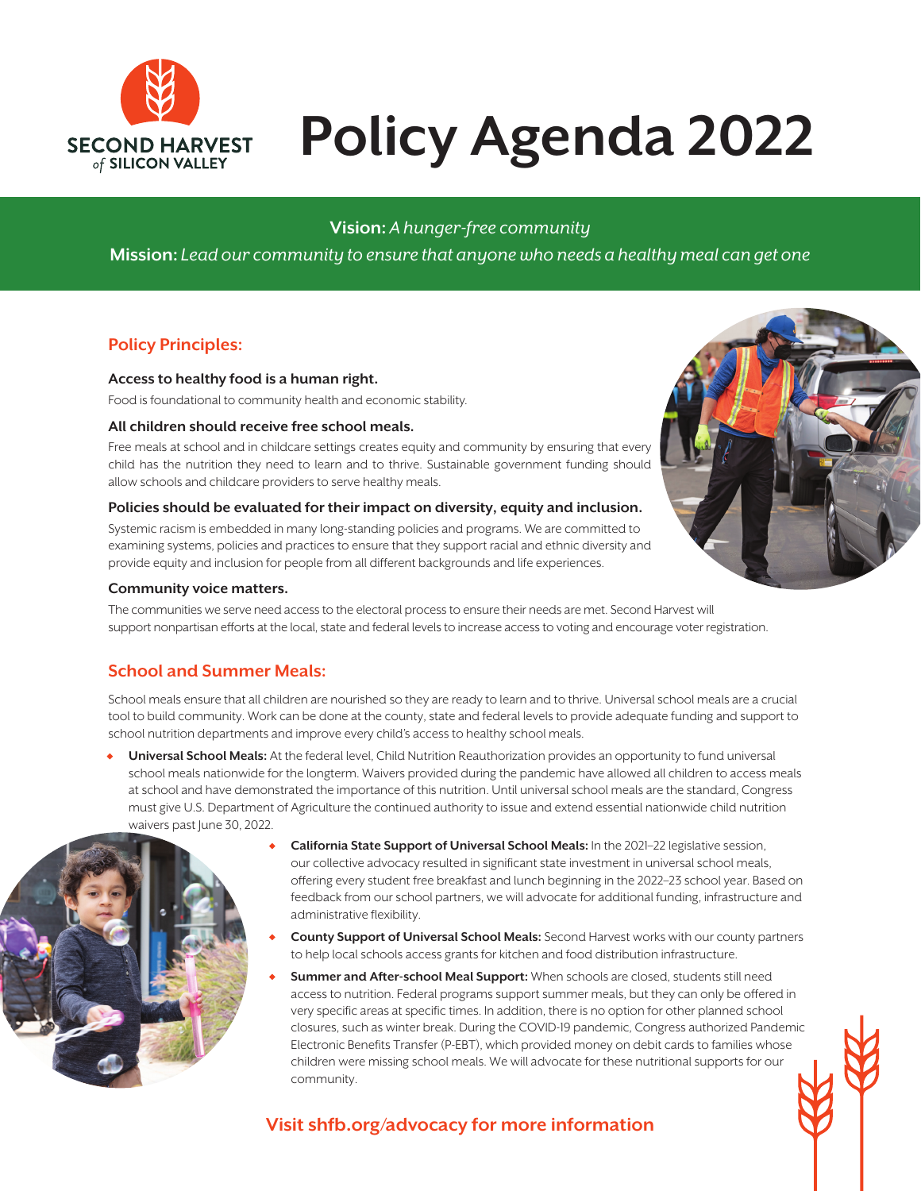SECOND HARVEST of SILICON VALLEY

# Policy Agenda 2022

**Vision:** *A hunger-free community*

**Mission:** *Lead our community to ensure that anyone who needs a healthy meal can get one*

## Policy Principles:

### Access to healthy food is a human right.

Food is foundational to community health and economic stability.

### All children should receive free school meals.

Free meals at school and in childcare settings creates equity and community by ensuring that every child has the nutrition they need to learn and to thrive. Sustainable government funding should allow schools and childcare providers to serve healthy meals.

### Policies should be evaluated for their impact on diversity, equity and inclusion.

Systemic racism is embedded in many long-standing policies and programs. We are committed to examining systems, policies and practices to ensure that they support racial and ethnic diversity and provide equity and inclusion for people from all different backgrounds and life experiences.

### Community voice matters.

The communities we serve need access to the electoral process to ensure their needs are met. Second Harvest will support nonpartisan efforts at the local, state and federal levels to increase access to voting and encourage voter registration.

## School and Summer Meals:

School meals ensure that all children are nourished so they are ready to learn and to thrive. Universal school meals are a crucial tool to build community. Work can be done at the county, state and federal levels to provide adequate funding and support to school nutrition departments and improve every child's access to healthy school meals.

- **Universal School Meals:** At the federal level, Child Nutrition Reauthorization provides an opportunity to fund universal school meals nationwide for the longterm. Waivers provided during the pandemic have allowed all children to access meals at school and have demonstrated the importance of this nutrition. Until universal school meals are the standard, Congress must give U.S. Department of Agriculture the continued authority to issue and extend essential nationwide child nutrition waivers past June 30, 2022.
- **California State Support of Universal School Meals:** In the 2021–22 legislative session, our collective advocacy resulted in significant state investment in universal school meals, offering every student free breakfast and lunch beginning in the 2022–23 school year. Based on feedback from our school partners, we will advocate for additional funding, infrastructure and administrative flexibility.
- **County Support of Universal School Meals:** Second Harvest works with our county partners to help local schools access grants for kitchen and food distribution infrastructure.
- **Summer and After-school Meal Support:** When schools are closed, students still need access to nutrition. Federal programs support summer meals, but they can only be offered in very specific areas at specific times. In addition, there is no option for other planned school closures, such as winter break. During the COVID-19 pandemic, Congress authorized Pandemic Electronic Benefits Transfer (P-EBT), which provided money on debit cards to families whose children were missing school meals. We will advocate for these nutritional supports for our community.

**Visit shfb.org/advocacy for more information**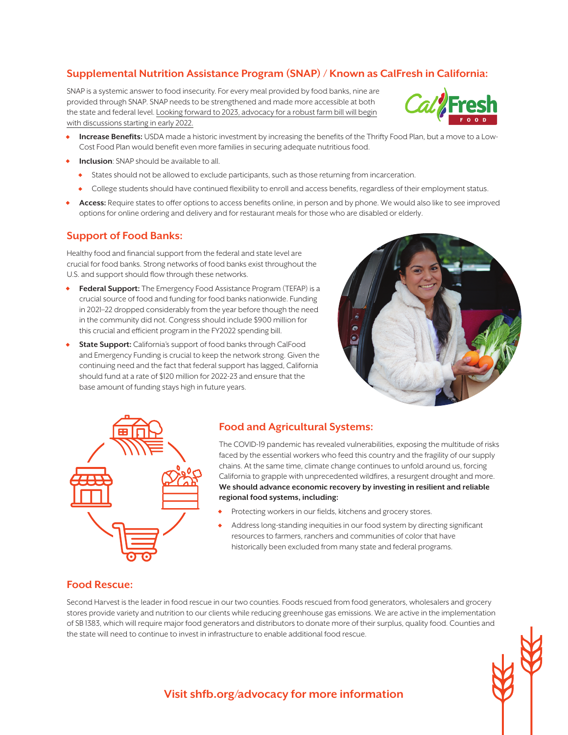## Supplemental Nutrition Assistance Program (SNAP) / Known as CalFresh in California:

SNAP is a systemic answer to food insecurity. For every meal provided by food banks, nine are provided through SNAP. SNAP needs to be strengthened and made more accessible at both the state and federal level. Looking forward to 2023, advocacy for a robust farm bill will begin with discussions starting in early 2022.

- **Increase Benefits:** USDA made a historic investment by increasing the benefits of the Thrifty Food Plan, but a move to a Low-Cost Food Plan would benefit even more families in securing adequate nutritious food.
- **Inclusion**: SNAP should be available to all.
  - States should not be allowed to exclude participants, such as those returning from incarceration.
  - College students should have continued flexibility to enroll and access benefits, regardless of their employment status.
- **Access:** Require states to offer options to access benefits online, in person and by phone. We would also like to see improved options for online ordering and delivery and for restaurant meals for those who are disabled or elderly.

## Support of Food Banks:

Healthy food and financial support from the federal and state level are crucial for food banks. Strong networks of food banks exist throughout the U.S. and support should flow through these networks.

- **Federal Support:** The Emergency Food Assistance Program (TEFAP) is a crucial source of food and funding for food banks nationwide. Funding in 2021–22 dropped considerably from the year before though the need in the community did not. Congress should include $900 million for this crucial and efficient program in the FY2022 spending bill.
- **State Support:** California's support of food banks through CalFood and Emergency Funding is crucial to keep the network strong. Given the continuing need and the fact that federal support has lagged, California should fund at a rate of $120 million for 2022-23 and ensure that the base amount of funding stays high in future years.

## Food and Agricultural Systems:

The COVID-19 pandemic has revealed vulnerabilities, exposing the multitude of risks faced by the essential workers who feed this country and the fragility of our supply chains. At the same time, climate change continues to unfold around us, forcing California to grapple with unprecedented wildfires, a resurgent drought and more. **We should advance economic recovery by investing in resilient and reliable regional food systems, including:**

- Protecting workers in our fields, kitchens and grocery stores.
- Address long-standing inequities in our food system by directing significant resources to farmers, ranchers and communities of color that have historically been excluded from many state and federal programs.

## Food Rescue:

Second Harvest is the leader in food rescue in our two counties. Foods rescued from food generators, wholesalers and grocery stores provide variety and nutrition to our clients while reducing greenhouse gas emissions. We are active in the implementation of SB 1383, which will require major food generators and distributors to donate more of their surplus, quality food. Counties and the state will need to continue to invest in infrastructure to enable additional food rescue.

**Visit shfb.org/advocacy for more information**